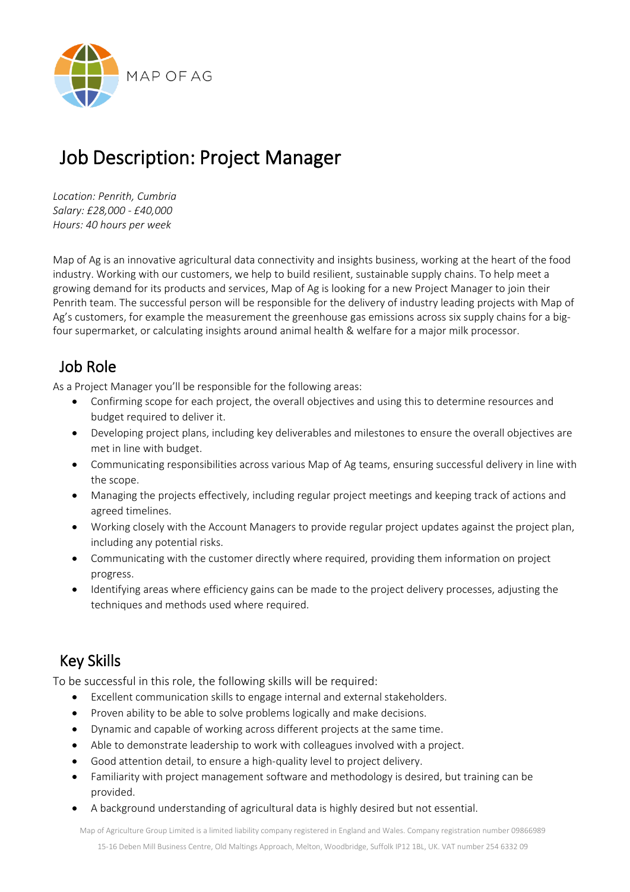MAP OF AG

# Job Description: Project Manager

*Location: Penrith, Cumbria*
*Salary: £28,000 - £40,000*
*Hours: 40 hours per week*

Map of Ag is an innovative agricultural data connectivity and insights business, working at the heart of the food industry. Working with our customers, we help to build resilient, sustainable supply chains. To help meet a growing demand for its products and services, Map of Ag is looking for a new Project Manager to join their Penrith team. The successful person will be responsible for the delivery of industry leading projects with Map of Ag's customers, for example the measurement the greenhouse gas emissions across six supply chains for a big-four supermarket, or calculating insights around animal health & welfare for a major milk processor.

## Job Role

As a Project Manager you'll be responsible for the following areas:

- Confirming scope for each project, the overall objectives and using this to determine resources and budget required to deliver it.
- Developing project plans, including key deliverables and milestones to ensure the overall objectives are met in line with budget.
- Communicating responsibilities across various Map of Ag teams, ensuring successful delivery in line with the scope.
- Managing the projects effectively, including regular project meetings and keeping track of actions and agreed timelines.
- Working closely with the Account Managers to provide regular project updates against the project plan, including any potential risks.
- Communicating with the customer directly where required, providing them information on project progress.
- Identifying areas where efficiency gains can be made to the project delivery processes, adjusting the techniques and methods used where required.

## Key Skills

To be successful in this role, the following skills will be required:

- Excellent communication skills to engage internal and external stakeholders.
- Proven ability to be able to solve problems logically and make decisions.
- Dynamic and capable of working across different projects at the same time.
- Able to demonstrate leadership to work with colleagues involved with a project.
- Good attention detail, to ensure a high-quality level to project delivery.
- Familiarity with project management software and methodology is desired, but training can be provided.
- A background understanding of agricultural data is highly desired but not essential.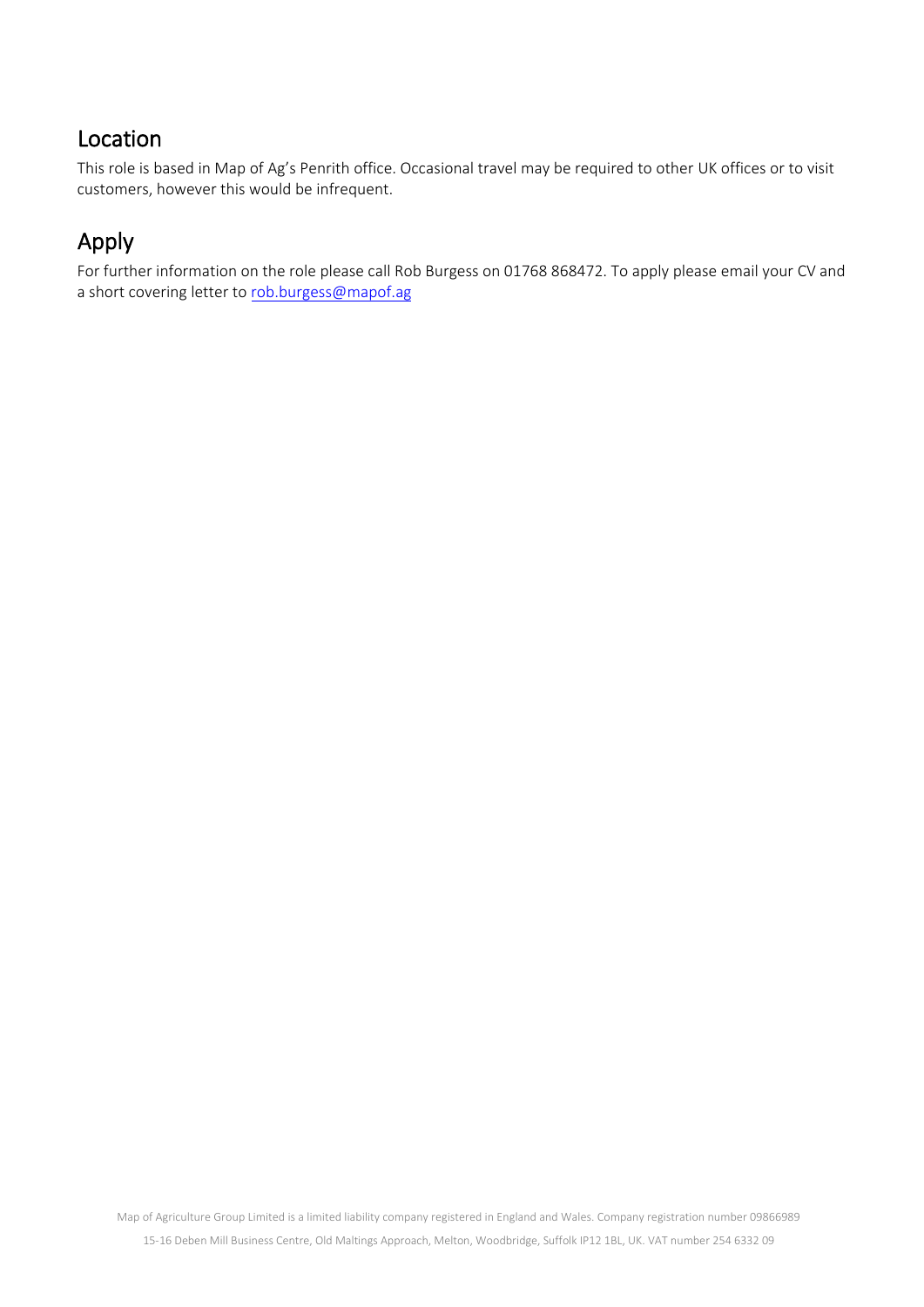## Location

This role is based in Map of Ag's Penrith office. Occasional travel may be required to other UK offices or to visit customers, however this would be infrequent.

## Apply

For further information on the role please call Rob Burgess on 01768 868472. To apply please email your CV and a short covering letter to rob.burgess@mapof.ag

Map of Agriculture Group Limited is a limited liability company registered in England and Wales. Company registration number 09866989

15-16 Deben Mill Business Centre, Old Maltings Approach, Melton, Woodbridge, Suffolk IP12 1BL, UK. VAT number 254 6332 09